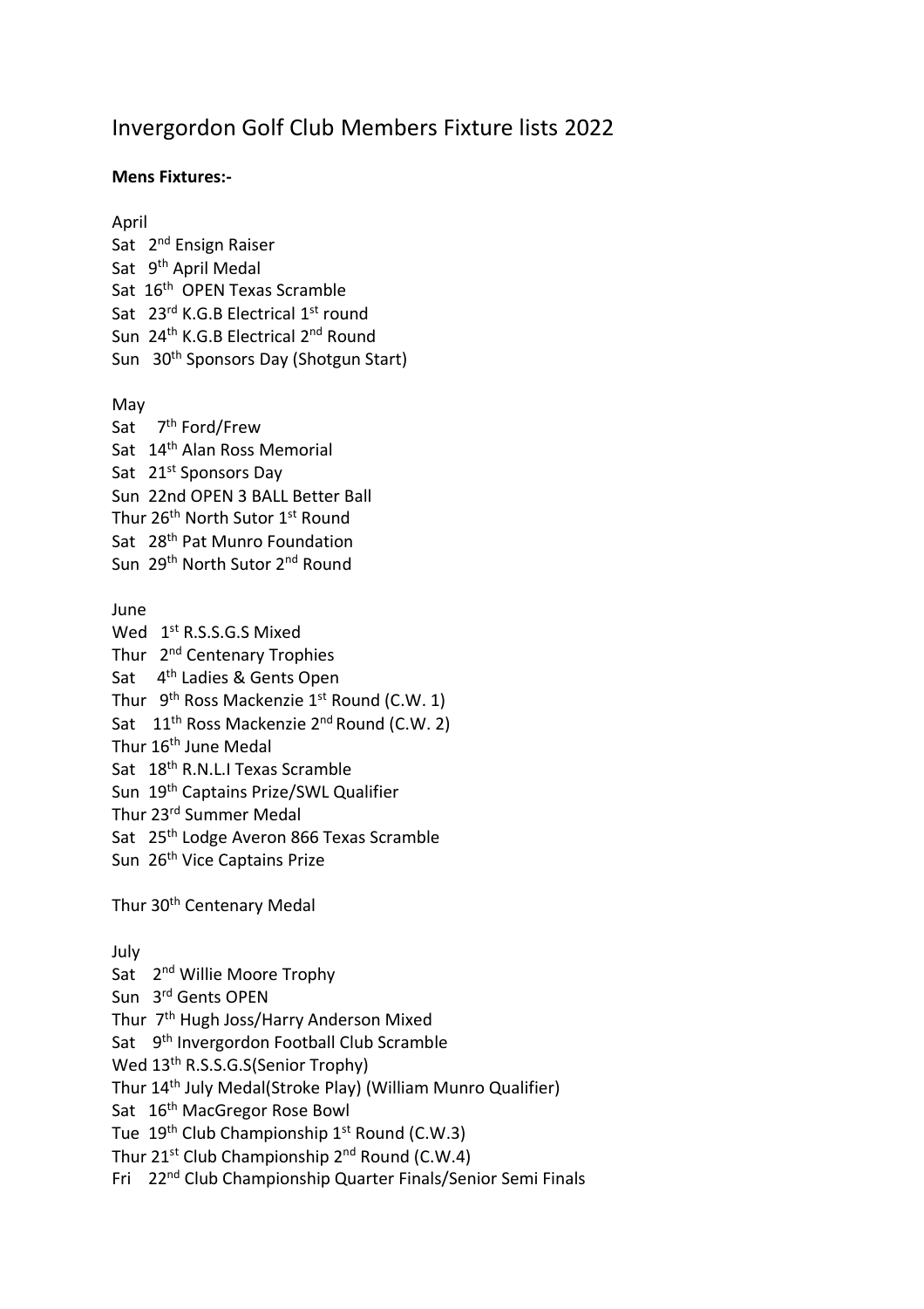# Invergordon Golf Club Members Fixture lists 2022

**Mens Fixtures:-**

April

Sat 2nd Ensign Raiser
Sat 9th April Medal
Sat 16th OPEN Texas Scramble
Sat 23rd K.G.B Electrical 1st round
Sun 24th K.G.B Electrical 2nd Round
Sun 30th Sponsors Day (Shotgun Start)

May

Sat 7th Ford/Frew
Sat 14th Alan Ross Memorial
Sat 21st Sponsors Day
Sun 22nd OPEN 3 BALL Better Ball
Thur 26th North Sutor 1st Round
Sat 28th Pat Munro Foundation
Sun 29th North Sutor 2nd Round

June

Wed 1st R.S.S.G.S Mixed
Thur 2nd Centenary Trophies
Sat 4th Ladies & Gents Open
Thur 9th Ross Mackenzie 1st Round (C.W. 1)
Sat 11th Ross Mackenzie 2nd Round (C.W. 2)
Thur 16th June Medal
Sat 18th R.N.L.I Texas Scramble
Sun 19th Captains Prize/SWL Qualifier
Thur 23rd Summer Medal
Sat 25th Lodge Averon 866 Texas Scramble
Sun 26th Vice Captains Prize

Thur 30th Centenary Medal

July

Sat 2nd Willie Moore Trophy
Sun 3rd Gents OPEN
Thur 7th Hugh Joss/Harry Anderson Mixed
Sat 9th Invergordon Football Club Scramble
Wed 13th R.S.S.G.S(Senior Trophy)
Thur 14th July Medal(Stroke Play) (William Munro Qualifier)
Sat 16th MacGregor Rose Bowl
Tue 19th Club Championship 1st Round (C.W.3)
Thur 21st Club Championship 2nd Round (C.W.4)
Fri 22nd Club Championship Quarter Finals/Senior Semi Finals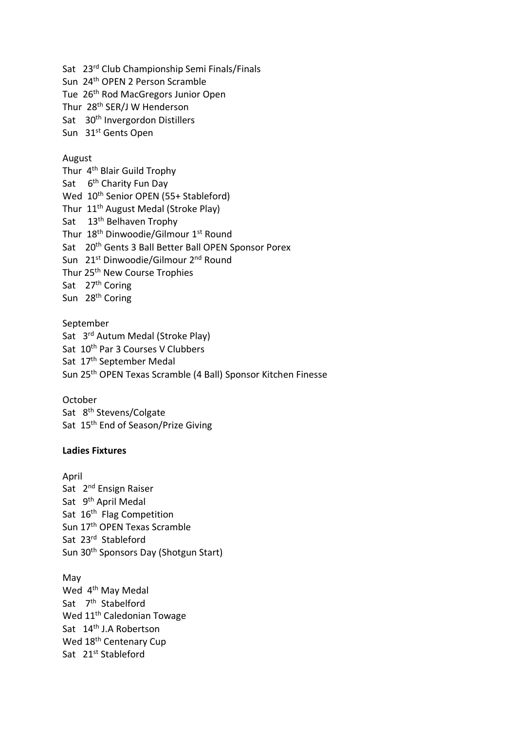Sat 23rd Club Championship Semi Finals/Finals
Sun 24th OPEN 2 Person Scramble
Tue 26th Rod MacGregors Junior Open
Thur 28th SER/J W Henderson
Sat 30th Invergordon Distillers
Sun 31st Gents Open

August
Thur 4th Blair Guild Trophy
Sat 6th Charity Fun Day
Wed 10th Senior OPEN (55+ Stableford)
Thur 11th August Medal (Stroke Play)
Sat 13th Belhaven Trophy
Thur 18th Dinwoodie/Gilmour 1st Round
Sat 20th Gents 3 Ball Better Ball OPEN Sponsor Porex
Sun 21st Dinwoodie/Gilmour 2nd Round
Thur 25th New Course Trophies
Sat 27th Coring
Sun 28th Coring

September
Sat 3rd Autum Medal (Stroke Play)
Sat 10th Par 3 Courses V Clubbers
Sat 17th September Medal
Sun 25th OPEN Texas Scramble (4 Ball) Sponsor Kitchen Finesse

October
Sat 8th Stevens/Colgate
Sat 15th End of Season/Prize Giving

**Ladies Fixtures**

April
Sat 2nd Ensign Raiser
Sat 9th April Medal
Sat 16th Flag Competition
Sun 17th OPEN Texas Scramble
Sat 23rd Stableford
Sun 30th Sponsors Day (Shotgun Start)

May
Wed 4th May Medal
Sat 7th Stabelford
Wed 11th Caledonian Towage
Sat 14th J.A Robertson
Wed 18th Centenary Cup
Sat 21st Stableford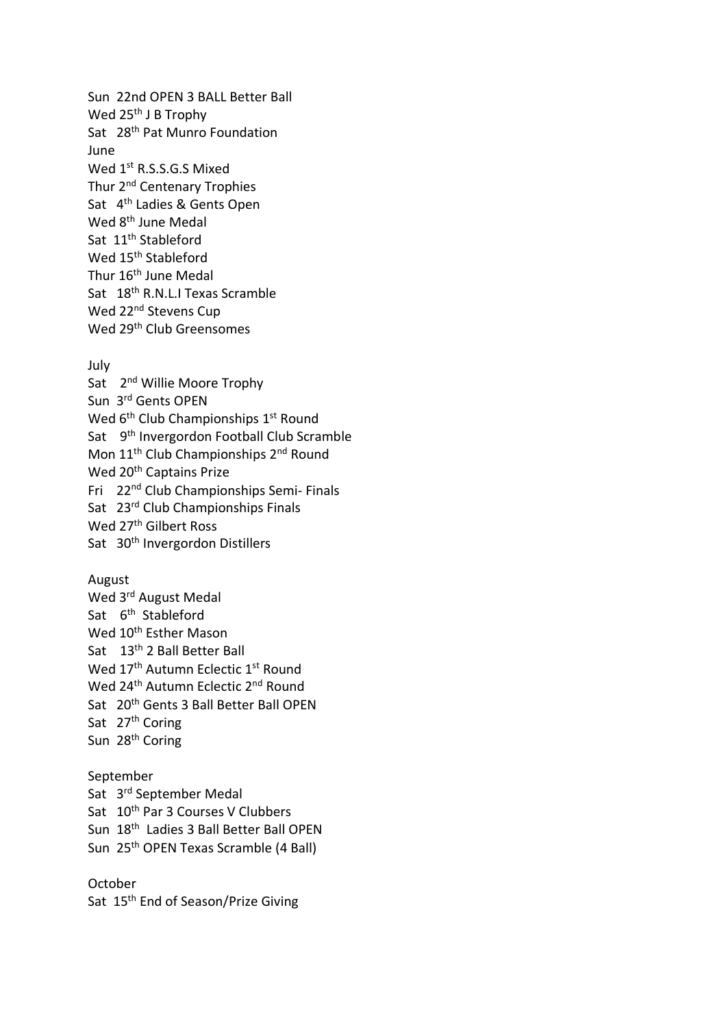Sun 22nd OPEN 3 BALL Better Ball
Wed 25th J B Trophy
Sat 28th Pat Munro Foundation

June

Wed 1st R.S.S.G.S Mixed
Thur 2nd Centenary Trophies
Sat 4th Ladies & Gents Open
Wed 8th June Medal
Sat 11th Stableford
Wed 15th Stableford
Thur 16th June Medal
Sat 18th R.N.L.I Texas Scramble
Wed 22nd Stevens Cup
Wed 29th Club Greensomes

July

Sat 2nd Willie Moore Trophy
Sun 3rd Gents OPEN
Wed 6th Club Championships 1st Round
Sat 9th Invergordon Football Club Scramble
Mon 11th Club Championships 2nd Round
Wed 20th Captains Prize
Fri 22nd Club Championships Semi- Finals
Sat 23rd Club Championships Finals
Wed 27th Gilbert Ross
Sat 30th Invergordon Distillers

August

Wed 3rd August Medal
Sat 6th Stableford
Wed 10th Esther Mason
Sat 13th 2 Ball Better Ball
Wed 17th Autumn Eclectic 1st Round
Wed 24th Autumn Eclectic 2nd Round
Sat 20th Gents 3 Ball Better Ball OPEN
Sat 27th Coring
Sun 28th Coring

September

Sat 3rd September Medal
Sat 10th Par 3 Courses V Clubbers
Sun 18th Ladies 3 Ball Better Ball OPEN
Sun 25th OPEN Texas Scramble (4 Ball)

October

Sat 15th End of Season/Prize Giving